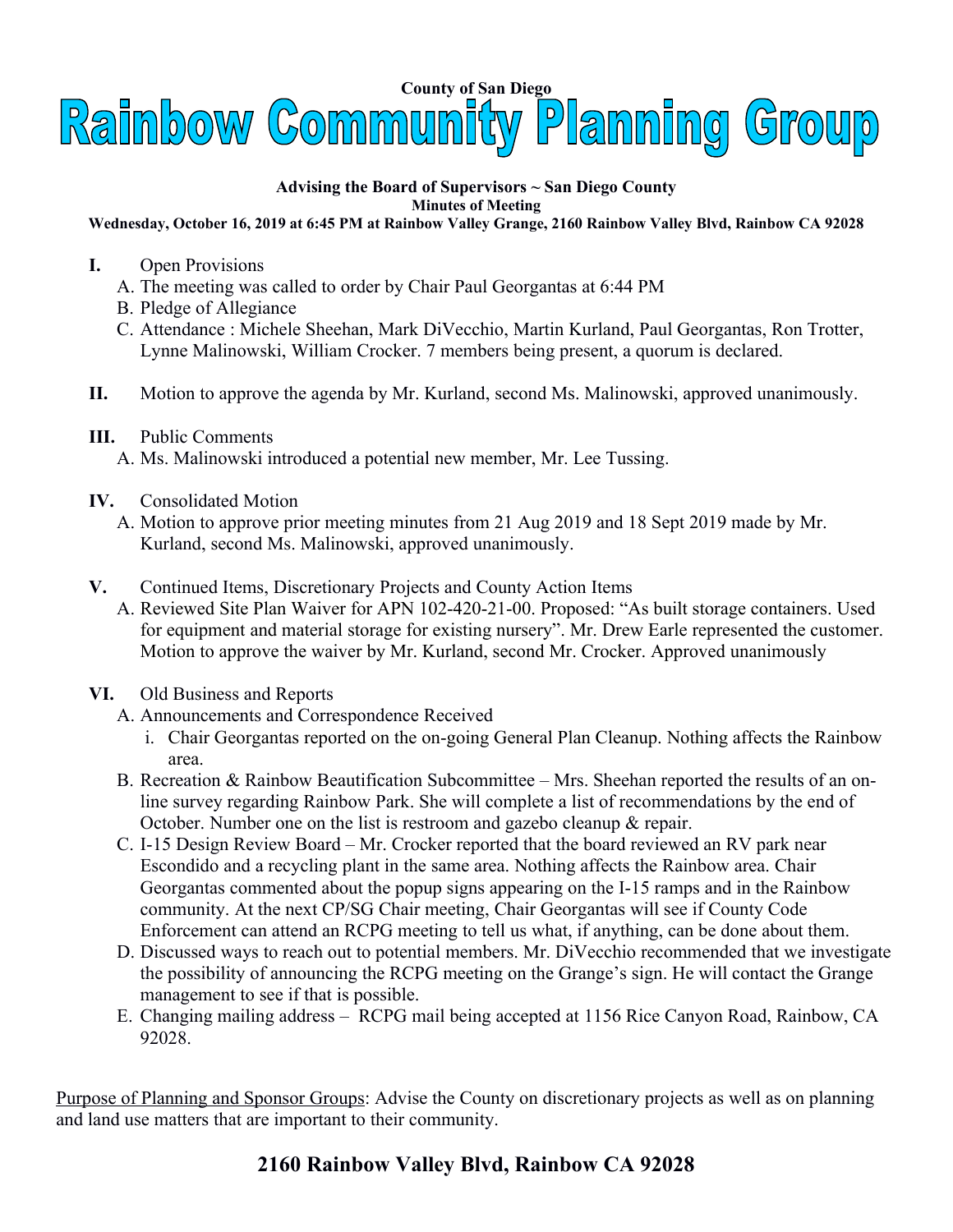**County of San Diego**

# Rainbow Community Planning Group

**Advising the Board of Supervisors ~ San Diego County**
**Minutes of Meeting**
**Wednesday, October 16, 2019 at 6:45 PM at Rainbow Valley Grange, 2160 Rainbow Valley Blvd, Rainbow CA 92028**

**I.** Open Provisions
- A. The meeting was called to order by Chair Paul Georgantas at 6:44 PM
- B. Pledge of Allegiance
- C. Attendance : Michele Sheehan, Mark DiVecchio, Martin Kurland, Paul Georgantas, Ron Trotter, Lynne Malinowski, William Crocker. 7 members being present, a quorum is declared.

**II.** Motion to approve the agenda by Mr. Kurland, second Ms. Malinowski, approved unanimously.

**III.** Public Comments
- A. Ms. Malinowski introduced a potential new member, Mr. Lee Tussing.

**IV.** Consolidated Motion
- A. Motion to approve prior meeting minutes from 21 Aug 2019 and 18 Sept 2019 made by Mr. Kurland, second Ms. Malinowski, approved unanimously.

**V.** Continued Items, Discretionary Projects and County Action Items
- A. Reviewed Site Plan Waiver for APN 102-420-21-00. Proposed: "As built storage containers. Used for equipment and material storage for existing nursery". Mr. Drew Earle represented the customer. Motion to approve the waiver by Mr. Kurland, second Mr. Crocker. Approved unanimously

**VI.** Old Business and Reports
- A. Announcements and Correspondence Received
  - i. Chair Georgantas reported on the on-going General Plan Cleanup. Nothing affects the Rainbow area.
- B. Recreation & Rainbow Beautification Subcommittee – Mrs. Sheehan reported the results of an on-line survey regarding Rainbow Park. She will complete a list of recommendations by the end of October. Number one on the list is restroom and gazebo cleanup & repair.
- C. I-15 Design Review Board – Mr. Crocker reported that the board reviewed an RV park near Escondido and a recycling plant in the same area. Nothing affects the Rainbow area. Chair Georgantas commented about the popup signs appearing on the I-15 ramps and in the Rainbow community. At the next CP/SG Chair meeting, Chair Georgantas will see if County Code Enforcement can attend an RCPG meeting to tell us what, if anything, can be done about them.
- D. Discussed ways to reach out to potential members. Mr. DiVecchio recommended that we investigate the possibility of announcing the RCPG meeting on the Grange's sign. He will contact the Grange management to see if that is possible.
- E. Changing mailing address – RCPG mail being accepted at 1156 Rice Canyon Road, Rainbow, CA 92028.

<u>Purpose of Planning and Sponsor Groups</u>: Advise the County on discretionary projects as well as on planning and land use matters that are important to their community.

**2160 Rainbow Valley Blvd, Rainbow CA 92028**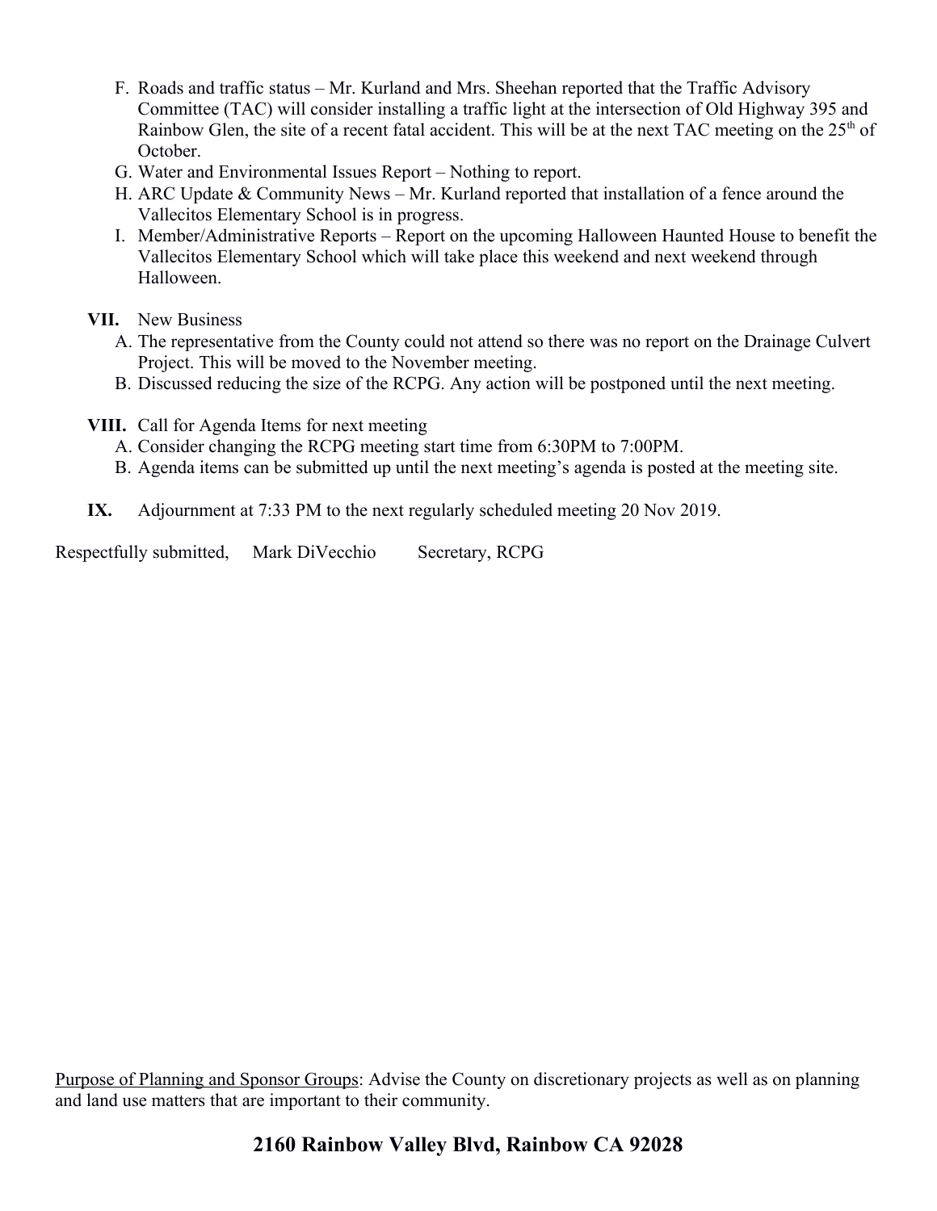F. Roads and traffic status – Mr. Kurland and Mrs. Sheehan reported that the Traffic Advisory Committee (TAC) will consider installing a traffic light at the intersection of Old Highway 395 and Rainbow Glen, the site of a recent fatal accident. This will be at the next TAC meeting on the 25th of October.

G. Water and Environmental Issues Report – Nothing to report.

H. ARC Update & Community News – Mr. Kurland reported that installation of a fence around the Vallecitos Elementary School is in progress.

I. Member/Administrative Reports – Report on the upcoming Halloween Haunted House to benefit the Vallecitos Elementary School which will take place this weekend and next weekend through Halloween.

**VII.** New Business

A. The representative from the County could not attend so there was no report on the Drainage Culvert Project. This will be moved to the November meeting.

B. Discussed reducing the size of the RCPG. Any action will be postponed until the next meeting.

**VIII.** Call for Agenda Items for next meeting

A. Consider changing the RCPG meeting start time from 6:30PM to 7:00PM.

B. Agenda items can be submitted up until the next meeting's agenda is posted at the meeting site.

**IX.** Adjournment at 7:33 PM to the next regularly scheduled meeting 20 Nov 2019.

Respectfully submitted, Mark DiVecchio Secretary, RCPG

Purpose of Planning and Sponsor Groups: Advise the County on discretionary projects as well as on planning and land use matters that are important to their community.

**2160 Rainbow Valley Blvd, Rainbow CA 92028**